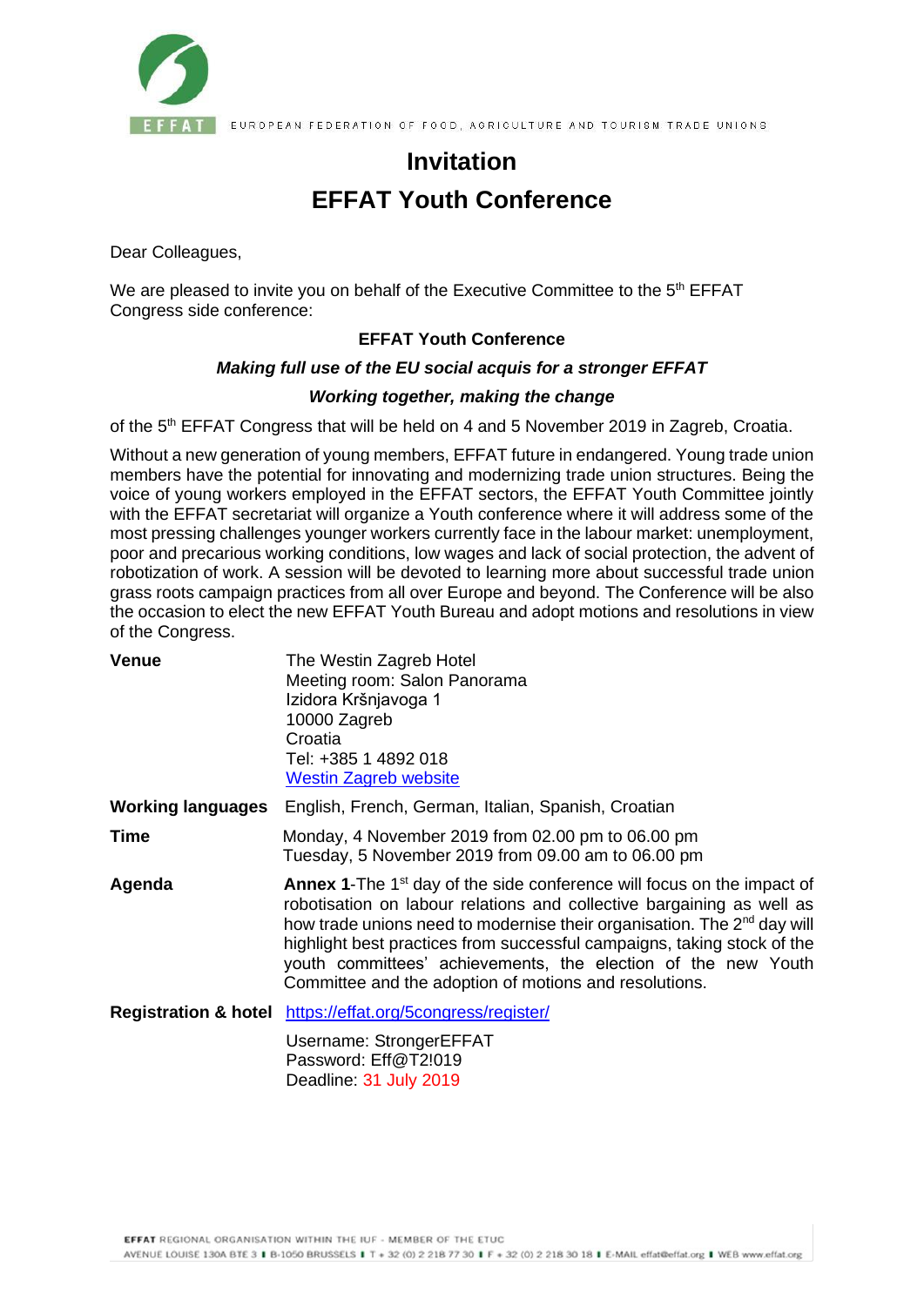EUROPEAN FEDERATION OF FOOD, AGRICULTURE AND TOURISM TRADE UNIONS

# Invitation

# EFFAT Youth Conference

Dear Colleagues,

We are pleased to invite you on behalf of the Executive Committee to the 5th EFFAT Congress side conference:

**EFFAT Youth Conference**

***Making full use of the EU social acquis for a stronger EFFAT***

***Working together, making the change***

of the 5th EFFAT Congress that will be held on 4 and 5 November 2019 in Zagreb, Croatia.

Without a new generation of young members, EFFAT future in endangered. Young trade union members have the potential for innovating and modernizing trade union structures. Being the voice of young workers employed in the EFFAT sectors, the EFFAT Youth Committee jointly with the EFFAT secretariat will organize a Youth conference where it will address some of the most pressing challenges younger workers currently face in the labour market: unemployment, poor and precarious working conditions, low wages and lack of social protection, the advent of robotization of work. A session will be devoted to learning more about successful trade union grass roots campaign practices from all over Europe and beyond. The Conference will be also the occasion to elect the new EFFAT Youth Bureau and adopt motions and resolutions in view of the Congress.

| | |
|---|---|
| **Venue** | The Westin Zagreb Hotel<br>Meeting room: Salon Panorama<br>Izidora Kršnjavoga 1<br>10000 Zagreb<br>Croatia<br>Tel: +385 1 4892 018<br>Westin Zagreb website |
| **Working languages** | English, French, German, Italian, Spanish, Croatian |
| **Time** | Monday, 4 November 2019 from 02.00 pm to 06.00 pm<br>Tuesday, 5 November 2019 from 09.00 am to 06.00 pm |
| **Agenda** | **Annex 1**-The 1st day of the side conference will focus on the impact of robotisation on labour relations and collective bargaining as well as how trade unions need to modernise their organisation. The 2nd day will highlight best practices from successful campaigns, taking stock of the youth committees' achievements, the election of the new Youth Committee and the adoption of motions and resolutions. |
| **Registration & hotel** | https://effat.org/5congress/register/<br><br>Username: StrongerEFFAT<br>Password: Eff@T2!019<br>Deadline: 31 July 2019 |

**EFFAT** REGIONAL ORGANISATION WITHIN THE IUF - MEMBER OF THE ETUC
AVENUE LOUISE 130A BTE 3 ▮ B-1050 BRUSSELS ▮ T + 32 (0) 2 218 77 30 ▮ F + 32 (0) 2 218 30 18 ▮ E-MAIL effat@effat.org ▮ WEB www.effat.org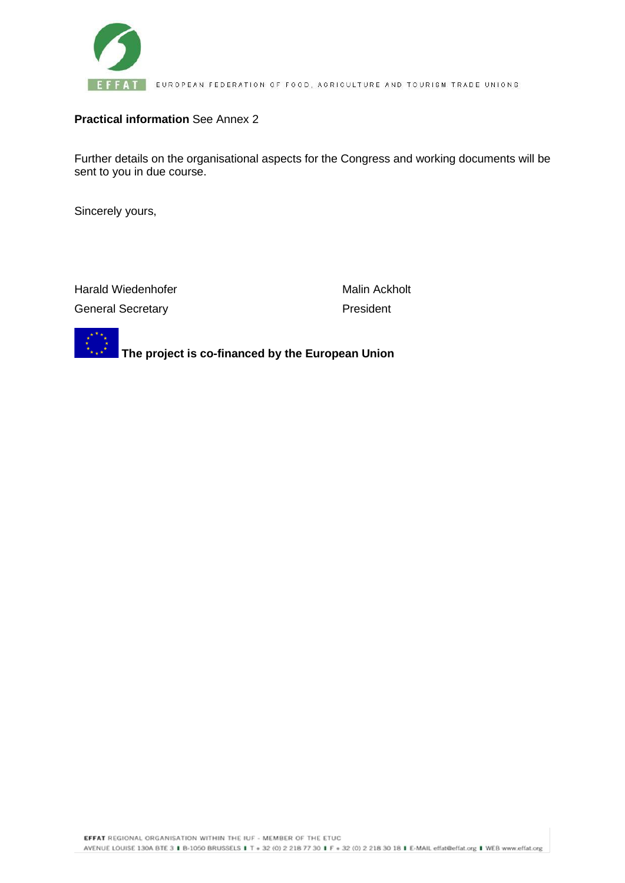**Practical information** See Annex 2

Further details on the organisational aspects for the Congress and working documents will be sent to you in due course.

Sincerely yours,

Harald Wiedenhofer
General Secretary

Malin Ackholt
President

**The project is co-financed by the European Union**